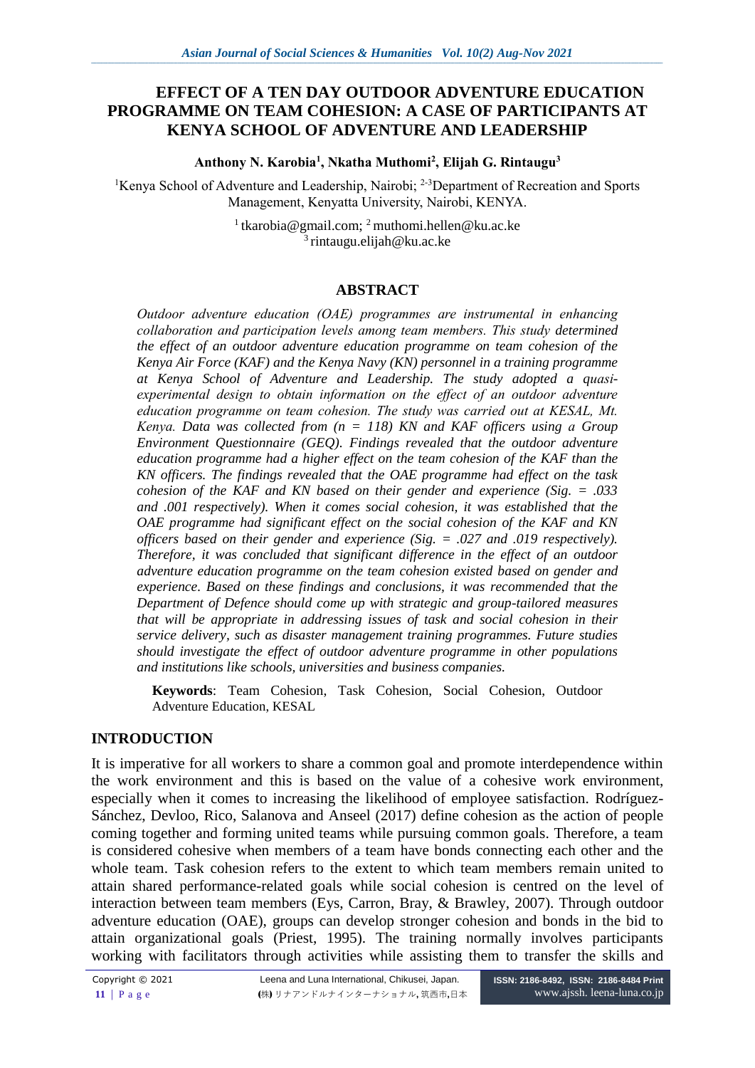# EFFECT OF A TEN DAY OUTDOOR ADVENTURE EDUCATION PROGRAMME ON TEAM COHESION: A CASE OF PARTICIPANTS AT KENYA SCHOOL OF ADVENTURE AND LEADERSHIP

**Anthony N. Karobia[1], Nkatha Muthomi[2], Elijah G. Rintaugu[3]**

[1]Kenya School of Adventure and Leadership, Nairobi; [2-3]Department of Recreation and Sports Management, Kenyatta University, Nairobi, KENYA.

[1] tkarobia@gmail.com; [2] muthomi.hellen@ku.ac.ke
[3] rintaugu.elijah@ku.ac.ke

## ABSTRACT

*Outdoor adventure education (OAE) programmes are instrumental in enhancing collaboration and participation levels among team members. This study determined the effect of an outdoor adventure education programme on team cohesion of the Kenya Air Force (KAF) and the Kenya Navy (KN) personnel in a training programme at Kenya School of Adventure and Leadership. The study adopted a quasi-experimental design to obtain information on the effect of an outdoor adventure education programme on team cohesion. The study was carried out at KESAL, Mt. Kenya. Data was collected from (n = 118) KN and KAF officers using a Group Environment Questionnaire (GEQ). Findings revealed that the outdoor adventure education programme had a higher effect on the team cohesion of the KAF than the KN officers. The findings revealed that the OAE programme had effect on the task cohesion of the KAF and KN based on their gender and experience (Sig. = .033 and .001 respectively). When it comes social cohesion, it was established that the OAE programme had significant effect on the social cohesion of the KAF and KN officers based on their gender and experience (Sig. = .027 and .019 respectively). Therefore, it was concluded that significant difference in the effect of an outdoor adventure education programme on the team cohesion existed based on gender and experience. Based on these findings and conclusions, it was recommended that the Department of Defence should come up with strategic and group-tailored measures that will be appropriate in addressing issues of task and social cohesion in their service delivery, such as disaster management training programmes. Future studies should investigate the effect of outdoor adventure programme in other populations and institutions like schools, universities and business companies.*

**Keywords**: Team Cohesion, Task Cohesion, Social Cohesion, Outdoor Adventure Education, KESAL

## INTRODUCTION

It is imperative for all workers to share a common goal and promote interdependence within the work environment and this is based on the value of a cohesive work environment, especially when it comes to increasing the likelihood of employee satisfaction. Rodríguez-Sánchez, Devloo, Rico, Salanova and Anseel (2017) define cohesion as the action of people coming together and forming united teams while pursuing common goals. Therefore, a team is considered cohesive when members of a team have bonds connecting each other and the whole team. Task cohesion refers to the extent to which team members remain united to attain shared performance-related goals while social cohesion is centred on the level of interaction between team members (Eys, Carron, Bray, & Brawley, 2007). Through outdoor adventure education (OAE), groups can develop stronger cohesion and bonds in the bid to attain organizational goals (Priest, 1995). The training normally involves participants working with facilitators through activities while assisting them to transfer the skills and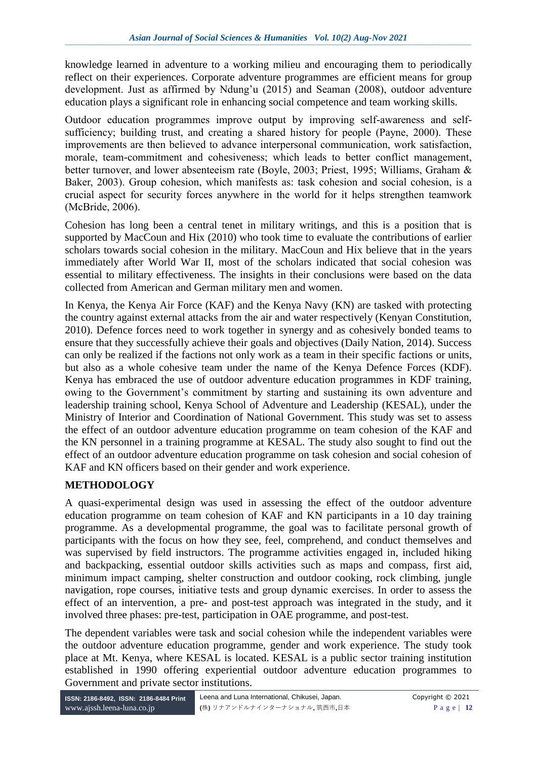knowledge learned in adventure to a working milieu and encouraging them to periodically reflect on their experiences. Corporate adventure programmes are efficient means for group development. Just as affirmed by Ndung'u (2015) and Seaman (2008), outdoor adventure education plays a significant role in enhancing social competence and team working skills.

Outdoor education programmes improve output by improving self-awareness and self-sufficiency; building trust, and creating a shared history for people (Payne, 2000). These improvements are then believed to advance interpersonal communication, work satisfaction, morale, team-commitment and cohesiveness; which leads to better conflict management, better turnover, and lower absenteeism rate (Boyle, 2003; Priest, 1995; Williams, Graham & Baker, 2003). Group cohesion, which manifests as: task cohesion and social cohesion, is a crucial aspect for security forces anywhere in the world for it helps strengthen teamwork (McBride, 2006).

Cohesion has long been a central tenet in military writings, and this is a position that is supported by MacCoun and Hix (2010) who took time to evaluate the contributions of earlier scholars towards social cohesion in the military. MacCoun and Hix believe that in the years immediately after World War II, most of the scholars indicated that social cohesion was essential to military effectiveness. The insights in their conclusions were based on the data collected from American and German military men and women.

In Kenya, the Kenya Air Force (KAF) and the Kenya Navy (KN) are tasked with protecting the country against external attacks from the air and water respectively (Kenyan Constitution, 2010). Defence forces need to work together in synergy and as cohesively bonded teams to ensure that they successfully achieve their goals and objectives (Daily Nation, 2014). Success can only be realized if the factions not only work as a team in their specific factions or units, but also as a whole cohesive team under the name of the Kenya Defence Forces (KDF). Kenya has embraced the use of outdoor adventure education programmes in KDF training, owing to the Government's commitment by starting and sustaining its own adventure and leadership training school, Kenya School of Adventure and Leadership (KESAL), under the Ministry of Interior and Coordination of National Government. This study was set to assess the effect of an outdoor adventure education programme on team cohesion of the KAF and the KN personnel in a training programme at KESAL. The study also sought to find out the effect of an outdoor adventure education programme on task cohesion and social cohesion of KAF and KN officers based on their gender and work experience.

## METHODOLOGY

A quasi-experimental design was used in assessing the effect of the outdoor adventure education programme on team cohesion of KAF and KN participants in a 10 day training programme. As a developmental programme, the goal was to facilitate personal growth of participants with the focus on how they see, feel, comprehend, and conduct themselves and was supervised by field instructors. The programme activities engaged in, included hiking and backpacking, essential outdoor skills activities such as maps and compass, first aid, minimum impact camping, shelter construction and outdoor cooking, rock climbing, jungle navigation, rope courses, initiative tests and group dynamic exercises. In order to assess the effect of an intervention, a pre- and post-test approach was integrated in the study, and it involved three phases: pre-test, participation in OAE programme, and post-test.

The dependent variables were task and social cohesion while the independent variables were the outdoor adventure education programme, gender and work experience. The study took place at Mt. Kenya, where KESAL is located. KESAL is a public sector training institution established in 1990 offering experiential outdoor adventure education programmes to Government and private sector institutions.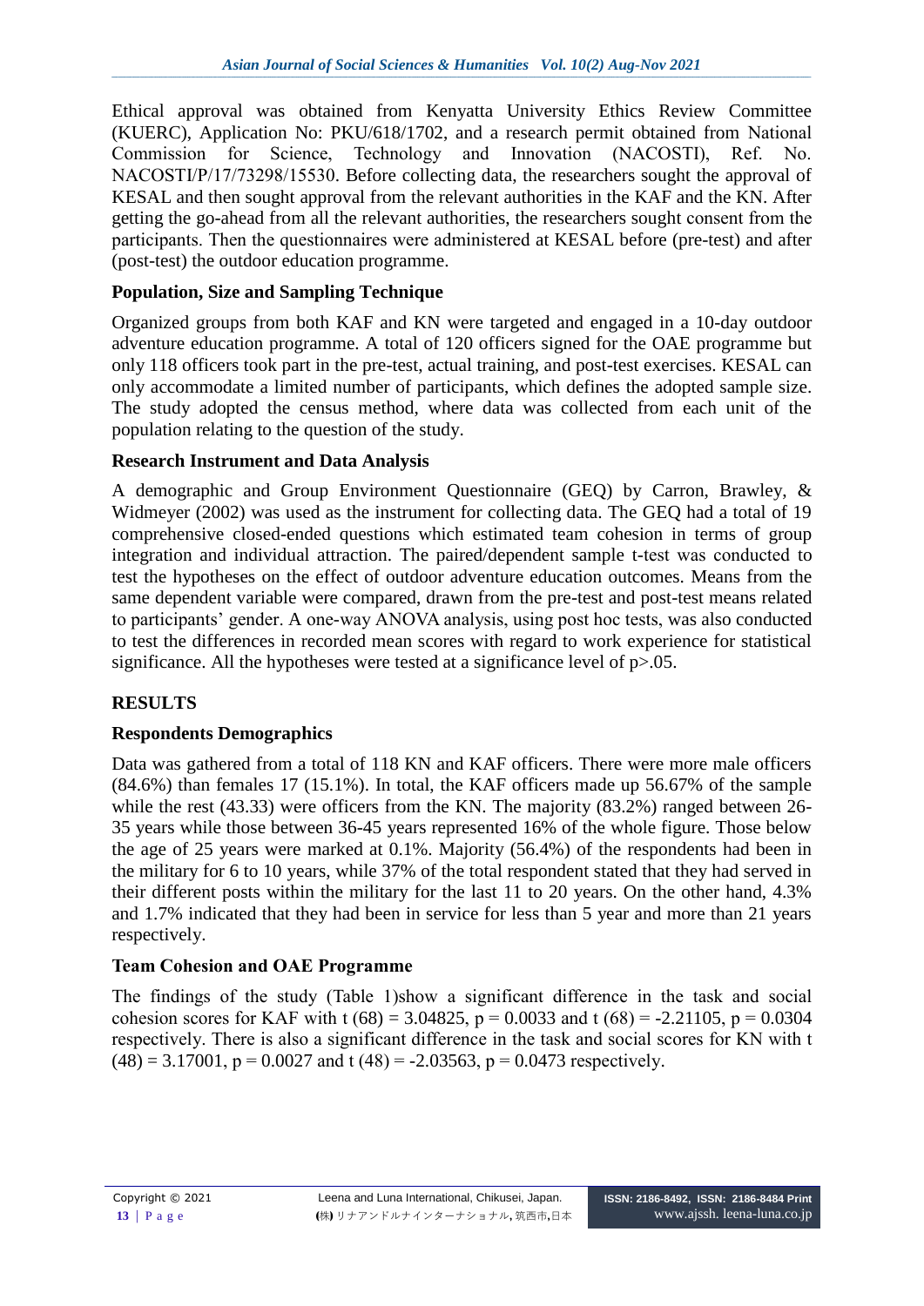Ethical approval was obtained from Kenyatta University Ethics Review Committee (KUERC), Application No: PKU/618/1702, and a research permit obtained from National Commission for Science, Technology and Innovation (NACOSTI), Ref. No. NACOSTI/P/17/73298/15530. Before collecting data, the researchers sought the approval of KESAL and then sought approval from the relevant authorities in the KAF and the KN. After getting the go-ahead from all the relevant authorities, the researchers sought consent from the participants. Then the questionnaires were administered at KESAL before (pre-test) and after (post-test) the outdoor education programme.

### Population, Size and Sampling Technique

Organized groups from both KAF and KN were targeted and engaged in a 10-day outdoor adventure education programme. A total of 120 officers signed for the OAE programme but only 118 officers took part in the pre-test, actual training, and post-test exercises. KESAL can only accommodate a limited number of participants, which defines the adopted sample size. The study adopted the census method, where data was collected from each unit of the population relating to the question of the study.

### Research Instrument and Data Analysis

A demographic and Group Environment Questionnaire (GEQ) by Carron, Brawley, & Widmeyer (2002) was used as the instrument for collecting data. The GEQ had a total of 19 comprehensive closed-ended questions which estimated team cohesion in terms of group integration and individual attraction. The paired/dependent sample t-test was conducted to test the hypotheses on the effect of outdoor adventure education outcomes. Means from the same dependent variable were compared, drawn from the pre-test and post-test means related to participants' gender. A one-way ANOVA analysis, using post hoc tests, was also conducted to test the differences in recorded mean scores with regard to work experience for statistical significance. All the hypotheses were tested at a significance level of $p>.05$.

## RESULTS

### Respondents Demographics

Data was gathered from a total of 118 KN and KAF officers. There were more male officers (84.6%) than females 17 (15.1%). In total, the KAF officers made up 56.67% of the sample while the rest (43.33) were officers from the KN. The majority (83.2%) ranged between 26-35 years while those between 36-45 years represented 16% of the whole figure. Those below the age of 25 years were marked at 0.1%. Majority (56.4%) of the respondents had been in the military for 6 to 10 years, while 37% of the total respondent stated that they had served in their different posts within the military for the last 11 to 20 years. On the other hand, 4.3% and 1.7% indicated that they had been in service for less than 5 year and more than 21 years respectively.

### Team Cohesion and OAE Programme

The findings of the study (Table 1)show a significant difference in the task and social cohesion scores for KAF with $t\,(68) = 3.04825$, $p = 0.0033$ and $t\,(68) = -2.21105$, $p = 0.0304$ respectively. There is also a significant difference in the task and social scores for KN with $t\,(48) = 3.17001$, $p = 0.0027$ and $t\,(48) = -2.03563$, $p = 0.0473$ respectively.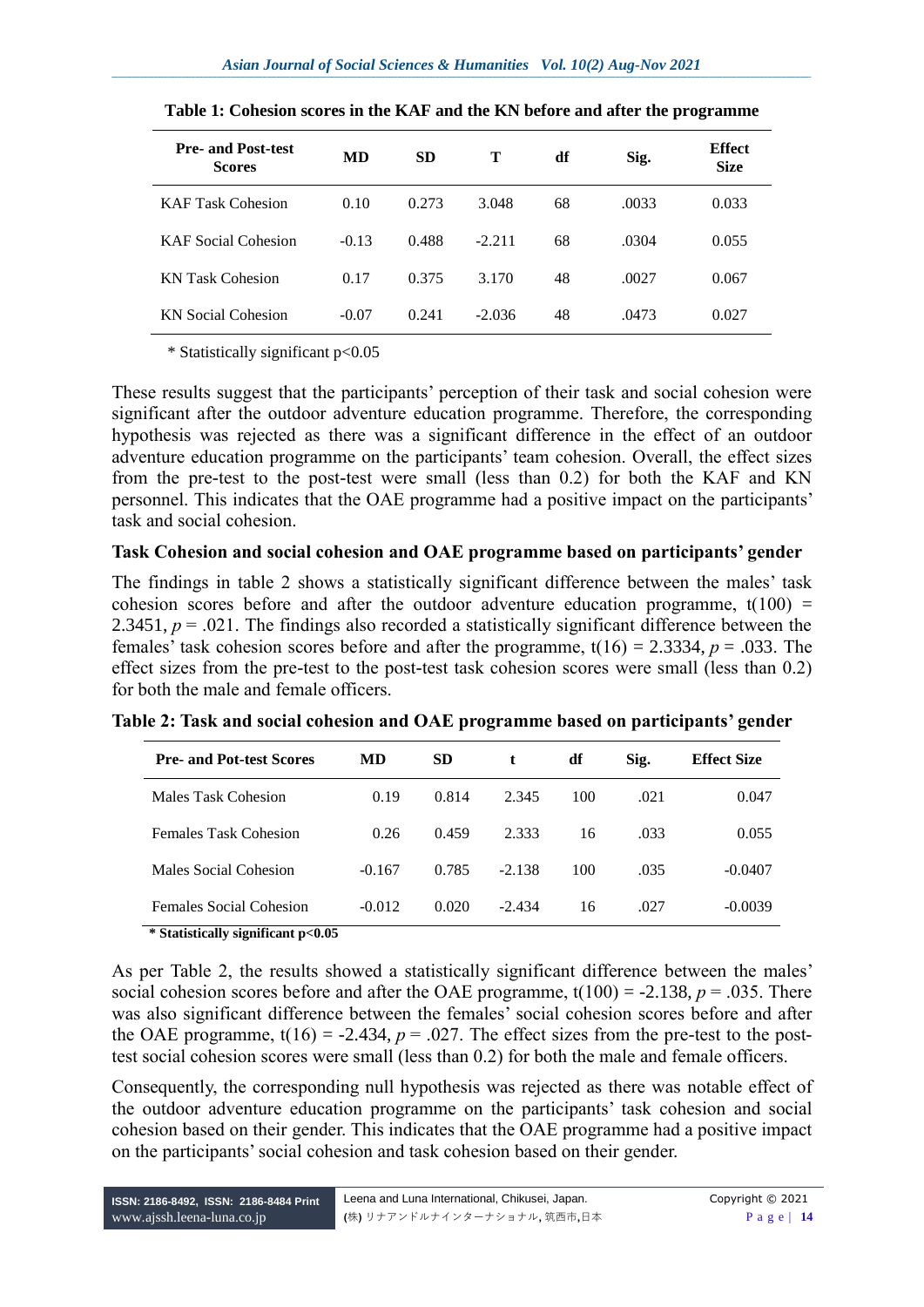**Table 1: Cohesion scores in the KAF and the KN before and after the programme**

| Pre- and Post-test Scores | MD | SD | T | df | Sig. | Effect Size |
|---|---|---|---|---|---|---|
| KAF Task Cohesion | 0.10 | 0.273 | 3.048 | 68 | .0033 | 0.033 |
| KAF Social Cohesion | -0.13 | 0.488 | -2.211 | 68 | .0304 | 0.055 |
| KN Task Cohesion | 0.17 | 0.375 | 3.170 | 48 | .0027 | 0.067 |
| KN Social Cohesion | -0.07 | 0.241 | -2.036 | 48 | .0473 | 0.027 |

* Statistically significant p<0.05

These results suggest that the participants' perception of their task and social cohesion were significant after the outdoor adventure education programme. Therefore, the corresponding hypothesis was rejected as there was a significant difference in the effect of an outdoor adventure education programme on the participants' team cohesion. Overall, the effect sizes from the pre-test to the post-test were small (less than 0.2) for both the KAF and KN personnel. This indicates that the OAE programme had a positive impact on the participants' task and social cohesion.

## Task Cohesion and social cohesion and OAE programme based on participants' gender

The findings in table 2 shows a statistically significant difference between the males' task cohesion scores before and after the outdoor adventure education programme, t(100) = 2.3451, *p* = .021. The findings also recorded a statistically significant difference between the females' task cohesion scores before and after the programme, t(16) = 2.3334, *p* = .033. The effect sizes from the pre-test to the post-test task cohesion scores were small (less than 0.2) for both the male and female officers.

**Table 2: Task and social cohesion and OAE programme based on participants' gender**

| Pre- and Pot-test Scores | MD | SD | t | df | Sig. | Effect Size |
|---|---|---|---|---|---|---|
| Males Task Cohesion | 0.19 | 0.814 | 2.345 | 100 | .021 | 0.047 |
| Females Task Cohesion | 0.26 | 0.459 | 2.333 | 16 | .033 | 0.055 |
| Males Social Cohesion | -0.167 | 0.785 | -2.138 | 100 | .035 | -0.0407 |
| Females Social Cohesion | -0.012 | 0.020 | -2.434 | 16 | .027 | -0.0039 |

**\* Statistically significant p<0.05**

As per Table 2, the results showed a statistically significant difference between the males' social cohesion scores before and after the OAE programme, t(100) = -2.138, *p* = .035. There was also significant difference between the females' social cohesion scores before and after the OAE programme, t(16) = -2.434, *p* = .027. The effect sizes from the pre-test to the post-test social cohesion scores were small (less than 0.2) for both the male and female officers.

Consequently, the corresponding null hypothesis was rejected as there was notable effect of the outdoor adventure education programme on the participants' task cohesion and social cohesion based on their gender. This indicates that the OAE programme had a positive impact on the participants' social cohesion and task cohesion based on their gender.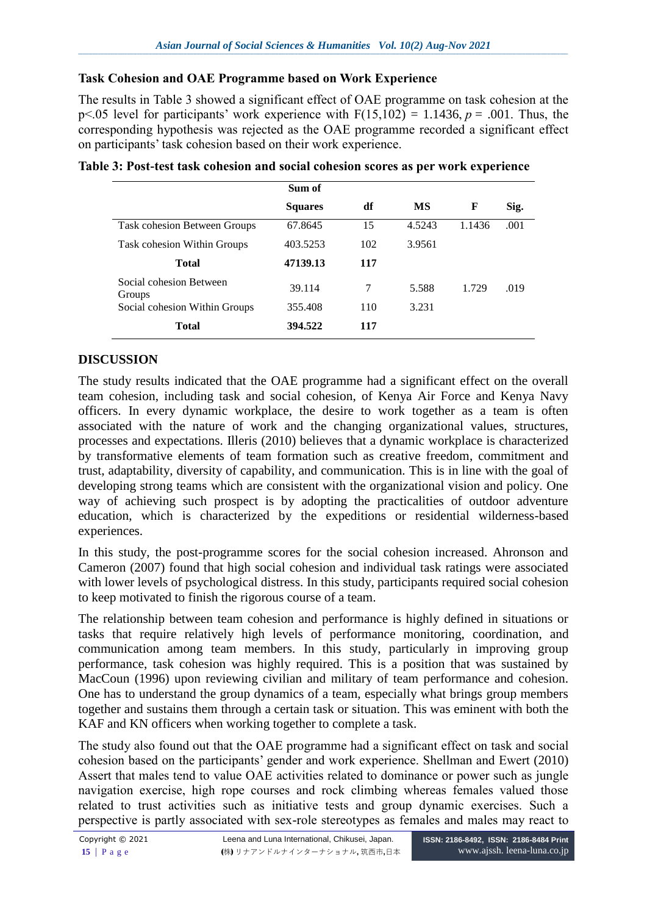### Task Cohesion and OAE Programme based on Work Experience

The results in Table 3 showed a significant effect of OAE programme on task cohesion at the $p<.05$ level for participants' work experience with $F(15,102) = 1.1436$, $p = .001$. Thus, the corresponding hypothesis was rejected as the OAE programme recorded a significant effect on participants' task cohesion based on their work experience.

**Table 3: Post-test task cohesion and social cohesion scores as per work experience**

| | Sum of Squares | df | MS | F | Sig. |
|---|---|---|---|---|---|
| Task cohesion Between Groups | 67.8645 | 15 | 4.5243 | 1.1436 | .001 |
| Task cohesion Within Groups | 403.5253 | 102 | 3.9561 | | |
| **Total** | **47139.13** | **117** | | | |
| Social cohesion Between Groups | 39.114 | 7 | 5.588 | 1.729 | .019 |
| Social cohesion Within Groups | 355.408 | 110 | 3.231 | | |
| **Total** | **394.522** | **117** | | | |

## DISCUSSION

The study results indicated that the OAE programme had a significant effect on the overall team cohesion, including task and social cohesion, of Kenya Air Force and Kenya Navy officers. In every dynamic workplace, the desire to work together as a team is often associated with the nature of work and the changing organizational values, structures, processes and expectations. Illeris (2010) believes that a dynamic workplace is characterized by transformative elements of team formation such as creative freedom, commitment and trust, adaptability, diversity of capability, and communication. This is in line with the goal of developing strong teams which are consistent with the organizational vision and policy. One way of achieving such prospect is by adopting the practicalities of outdoor adventure education, which is characterized by the expeditions or residential wilderness-based experiences.

In this study, the post-programme scores for the social cohesion increased. Ahronson and Cameron (2007) found that high social cohesion and individual task ratings were associated with lower levels of psychological distress. In this study, participants required social cohesion to keep motivated to finish the rigorous course of a team.

The relationship between team cohesion and performance is highly defined in situations or tasks that require relatively high levels of performance monitoring, coordination, and communication among team members. In this study, particularly in improving group performance, task cohesion was highly required. This is a position that was sustained by MacCoun (1996) upon reviewing civilian and military of team performance and cohesion. One has to understand the group dynamics of a team, especially what brings group members together and sustains them through a certain task or situation. This was eminent with both the KAF and KN officers when working together to complete a task.

The study also found out that the OAE programme had a significant effect on task and social cohesion based on the participants' gender and work experience. Shellman and Ewert (2010) Assert that males tend to value OAE activities related to dominance or power such as jungle navigation exercise, high rope courses and rock climbing whereas females valued those related to trust activities such as initiative tests and group dynamic exercises. Such a perspective is partly associated with sex-role stereotypes as females and males may react to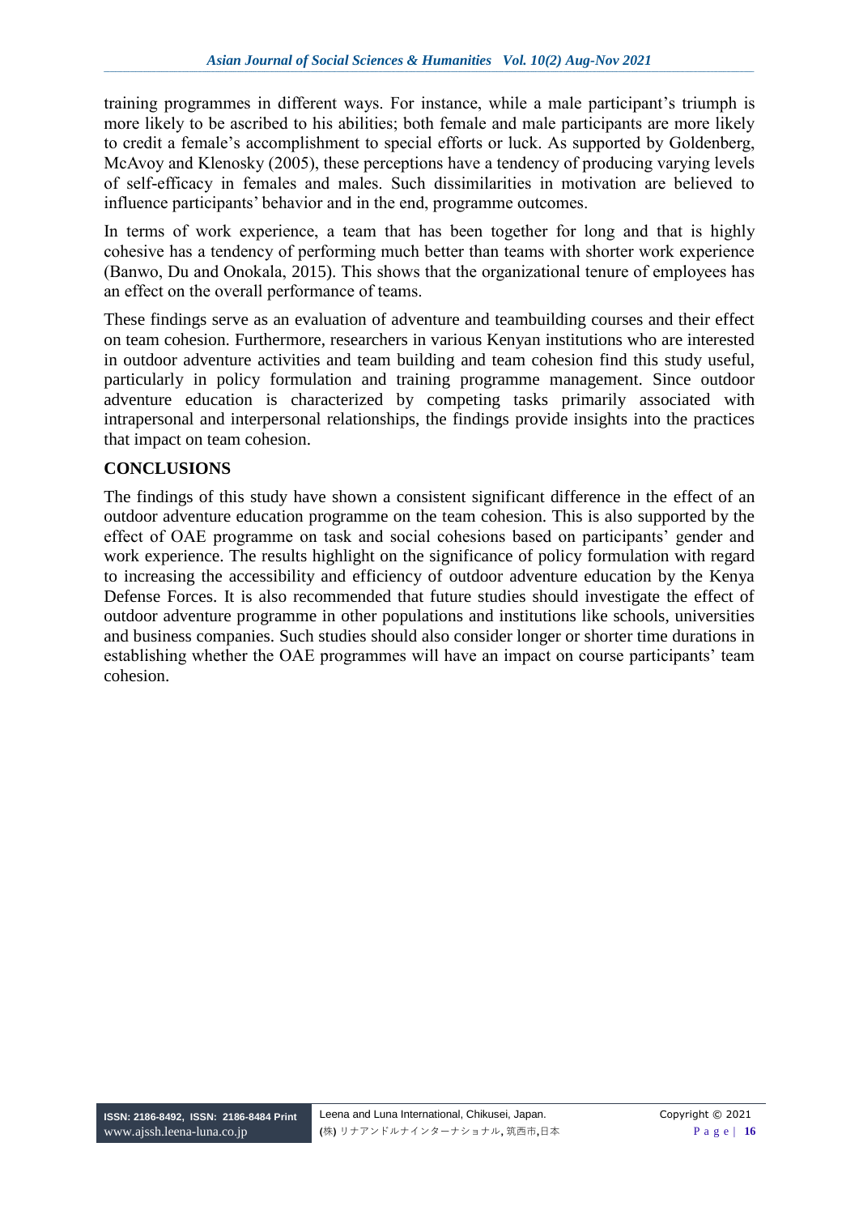training programmes in different ways. For instance, while a male participant's triumph is more likely to be ascribed to his abilities; both female and male participants are more likely to credit a female's accomplishment to special efforts or luck. As supported by Goldenberg, McAvoy and Klenosky (2005), these perceptions have a tendency of producing varying levels of self-efficacy in females and males. Such dissimilarities in motivation are believed to influence participants' behavior and in the end, programme outcomes.

In terms of work experience, a team that has been together for long and that is highly cohesive has a tendency of performing much better than teams with shorter work experience (Banwo, Du and Onokala, 2015). This shows that the organizational tenure of employees has an effect on the overall performance of teams.

These findings serve as an evaluation of adventure and teambuilding courses and their effect on team cohesion. Furthermore, researchers in various Kenyan institutions who are interested in outdoor adventure activities and team building and team cohesion find this study useful, particularly in policy formulation and training programme management. Since outdoor adventure education is characterized by competing tasks primarily associated with intrapersonal and interpersonal relationships, the findings provide insights into the practices that impact on team cohesion.

## CONCLUSIONS

The findings of this study have shown a consistent significant difference in the effect of an outdoor adventure education programme on the team cohesion. This is also supported by the effect of OAE programme on task and social cohesions based on participants' gender and work experience. The results highlight on the significance of policy formulation with regard to increasing the accessibility and efficiency of outdoor adventure education by the Kenya Defense Forces. It is also recommended that future studies should investigate the effect of outdoor adventure programme in other populations and institutions like schools, universities and business companies. Such studies should also consider longer or shorter time durations in establishing whether the OAE programmes will have an impact on course participants' team cohesion.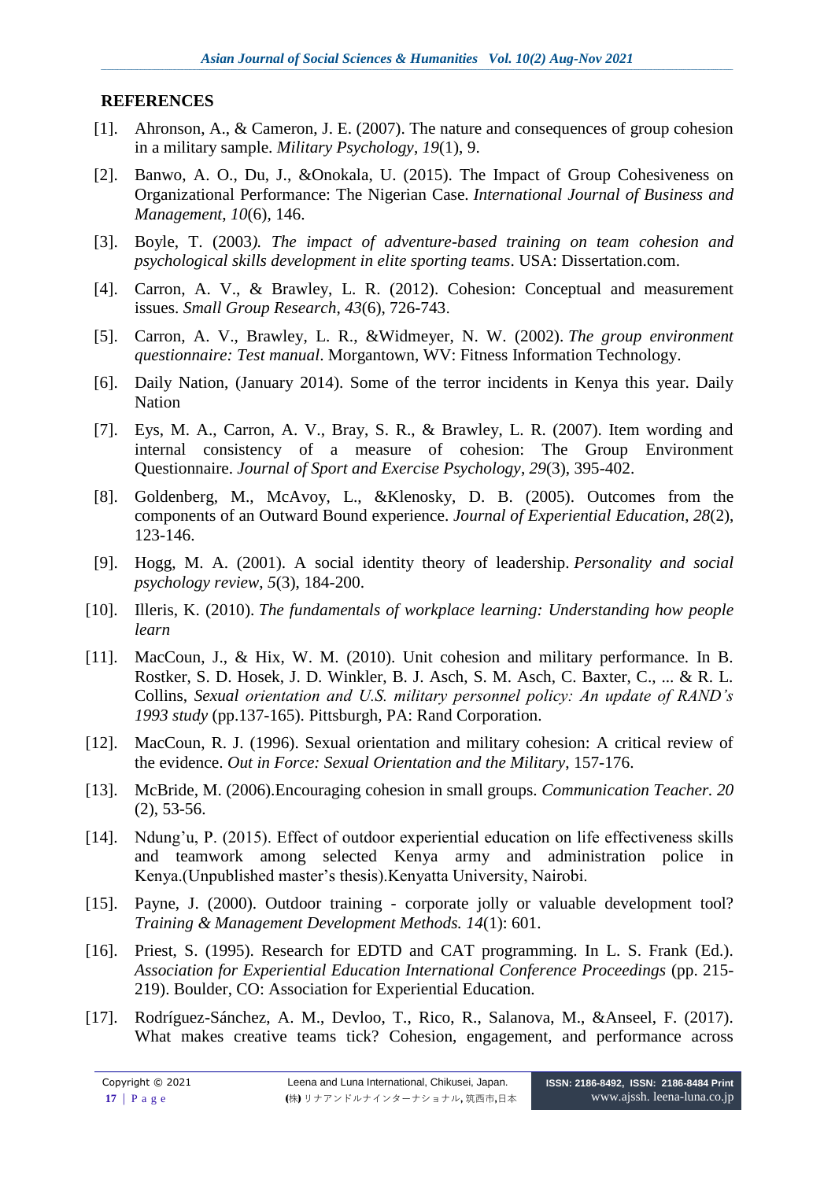## REFERENCES

[1]. Ahronson, A., & Cameron, J. E. (2007). The nature and consequences of group cohesion in a military sample. *Military Psychology*, *19*(1), 9.

[2]. Banwo, A. O., Du, J., &Onokala, U. (2015). The Impact of Group Cohesiveness on Organizational Performance: The Nigerian Case. *International Journal of Business and Management*, *10*(6), 146.

[3]. Boyle, T. (2003*). The impact of adventure-based training on team cohesion and psychological skills development in elite sporting teams*. USA: Dissertation.com.

[4]. Carron, A. V., & Brawley, L. R. (2012). Cohesion: Conceptual and measurement issues. *Small Group Research*, *43*(6), 726-743.

[5]. Carron, A. V., Brawley, L. R., &Widmeyer, N. W. (2002). *The group environment questionnaire: Test manual*. Morgantown, WV: Fitness Information Technology.

[6]. Daily Nation, (January 2014). Some of the terror incidents in Kenya this year. Daily Nation

[7]. Eys, M. A., Carron, A. V., Bray, S. R., & Brawley, L. R. (2007). Item wording and internal consistency of a measure of cohesion: The Group Environment Questionnaire. *Journal of Sport and Exercise Psychology*, *29*(3), 395-402.

[8]. Goldenberg, M., McAvoy, L., &Klenosky, D. B. (2005). Outcomes from the components of an Outward Bound experience. *Journal of Experiential Education*, *28*(2), 123-146.

[9]. Hogg, M. A. (2001). A social identity theory of leadership. *Personality and social psychology review*, *5*(3), 184-200.

[10]. Illeris, K. (2010). *The fundamentals of workplace learning: Understanding how people learn*

[11]. MacCoun, J., & Hix, W. M. (2010). Unit cohesion and military performance. In B. Rostker, S. D. Hosek, J. D. Winkler, B. J. Asch, S. M. Asch, C. Baxter, C., ... & R. L. Collins, *Sexual orientation and U.S. military personnel policy: An update of RAND's 1993 study* (pp.137-165). Pittsburgh, PA: Rand Corporation.

[12]. MacCoun, R. J. (1996). Sexual orientation and military cohesion: A critical review of the evidence. *Out in Force: Sexual Orientation and the Military*, 157-176.

[13]. McBride, M. (2006).Encouraging cohesion in small groups. *Communication Teacher. 20* (2), 53-56.

[14]. Ndung'u, P. (2015). Effect of outdoor experiential education on life effectiveness skills and teamwork among selected Kenya army and administration police in Kenya.(Unpublished master's thesis).Kenyatta University, Nairobi.

[15]. Payne, J. (2000). Outdoor training - corporate jolly or valuable development tool? *Training & Management Development Methods. 14*(1): 601.

[16]. Priest, S. (1995). Research for EDTD and CAT programming. In L. S. Frank (Ed.). *Association for Experiential Education International Conference Proceedings* (pp. 215-219). Boulder, CO: Association for Experiential Education.

[17]. Rodríguez-Sánchez, A. M., Devloo, T., Rico, R., Salanova, M., &Anseel, F. (2017). What makes creative teams tick? Cohesion, engagement, and performance across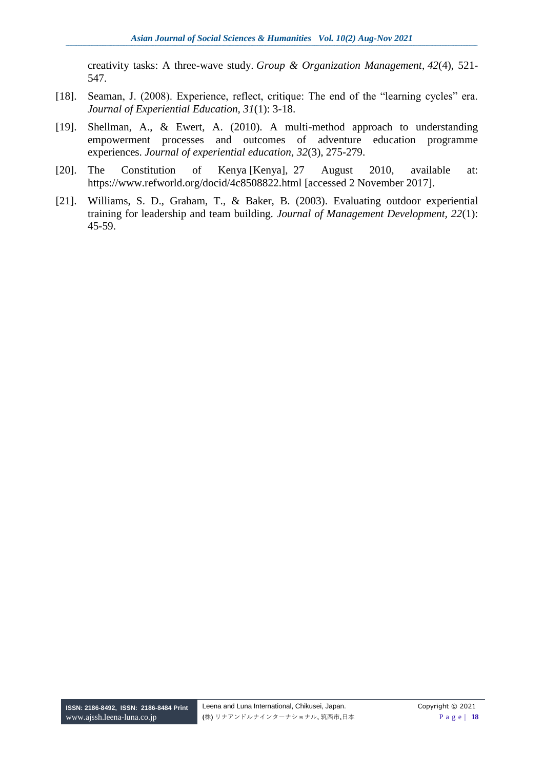creativity tasks: A three-wave study. *Group & Organization Management*, *42*(4), 521-547.

[18]. Seaman, J. (2008). Experience, reflect, critique: The end of the "learning cycles" era. *Journal of Experiential Education*, *31*(1): 3-18.

[19]. Shellman, A., & Ewert, A. (2010). A multi-method approach to understanding empowerment processes and outcomes of adventure education programme experiences. *Journal of experiential education*, *32*(3), 275-279.

[20]. The Constitution of Kenya [Kenya], 27 August 2010, available at: https://www.refworld.org/docid/4c8508822.html [accessed 2 November 2017].

[21]. Williams, S. D., Graham, T., & Baker, B. (2003). Evaluating outdoor experiential training for leadership and team building. *Journal of Management Development*, *22*(1): 45-59.